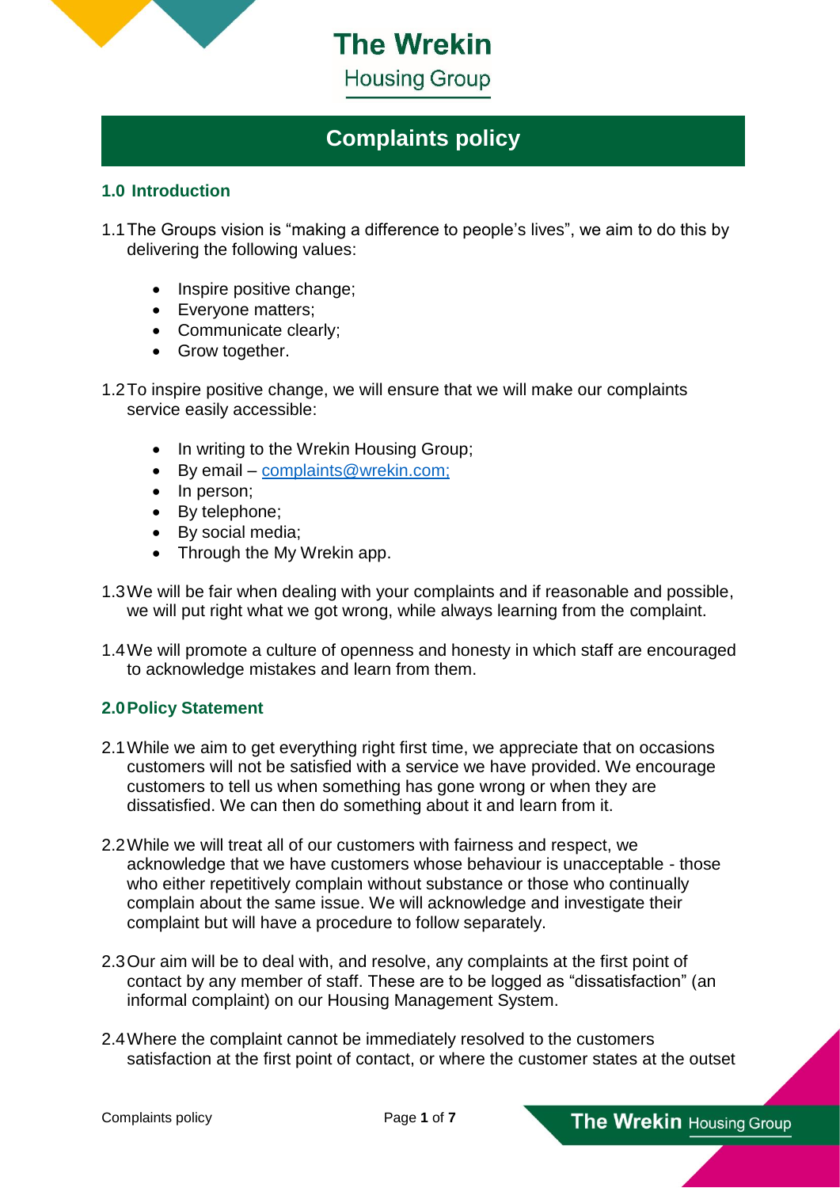# Complaints policy

## 1.0 Introduction

1.1 The Groups vision is "making a difference to people's lives", we aim to do this by delivering the following values:

- Inspire positive change;
- Everyone matters;
- Communicate clearly;
- Grow together.

1.2 To inspire positive change, we will ensure that we will make our complaints service easily accessible:

- In writing to the Wrekin Housing Group;
- By email – complaints@wrekin.com;
- In person;
- By telephone;
- By social media;
- Through the My Wrekin app.

1.3 We will be fair when dealing with your complaints and if reasonable and possible, we will put right what we got wrong, while always learning from the complaint.

1.4 We will promote a culture of openness and honesty in which staff are encouraged to acknowledge mistakes and learn from them.

## 2.0 Policy Statement

2.1 While we aim to get everything right first time, we appreciate that on occasions customers will not be satisfied with a service we have provided. We encourage customers to tell us when something has gone wrong or when they are dissatisfied. We can then do something about it and learn from it.

2.2 While we will treat all of our customers with fairness and respect, we acknowledge that we have customers whose behaviour is unacceptable - those who either repetitively complain without substance or those who continually complain about the same issue. We will acknowledge and investigate their complaint but will have a procedure to follow separately.

2.3 Our aim will be to deal with, and resolve, any complaints at the first point of contact by any member of staff. These are to be logged as "dissatisfaction" (an informal complaint) on our Housing Management System.

2.4 Where the complaint cannot be immediately resolved to the customers satisfaction at the first point of contact, or where the customer states at the outset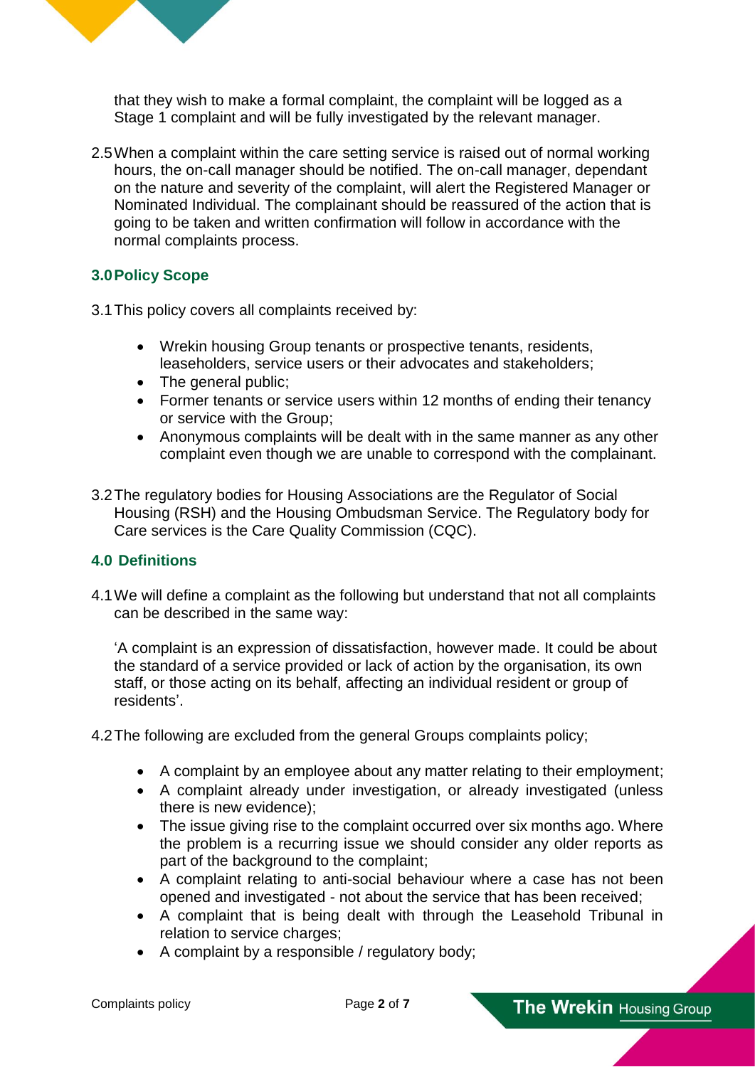that they wish to make a formal complaint, the complaint will be logged as a Stage 1 complaint and will be fully investigated by the relevant manager.

2.5 When a complaint within the care setting service is raised out of normal working hours, the on-call manager should be notified. The on-call manager, dependant on the nature and severity of the complaint, will alert the Registered Manager or Nominated Individual. The complainant should be reassured of the action that is going to be taken and written confirmation will follow in accordance with the normal complaints process.

### 3.0 Policy Scope

3.1 This policy covers all complaints received by:

- Wrekin housing Group tenants or prospective tenants, residents, leaseholders, service users or their advocates and stakeholders;
- The general public;
- Former tenants or service users within 12 months of ending their tenancy or service with the Group;
- Anonymous complaints will be dealt with in the same manner as any other complaint even though we are unable to correspond with the complainant.

3.2 The regulatory bodies for Housing Associations are the Regulator of Social Housing (RSH) and the Housing Ombudsman Service. The Regulatory body for Care services is the Care Quality Commission (CQC).

### 4.0 Definitions

4.1 We will define a complaint as the following but understand that not all complaints can be described in the same way:

'A complaint is an expression of dissatisfaction, however made. It could be about the standard of a service provided or lack of action by the organisation, its own staff, or those acting on its behalf, affecting an individual resident or group of residents'.

4.2 The following are excluded from the general Groups complaints policy;

- A complaint by an employee about any matter relating to their employment;
- A complaint already under investigation, or already investigated (unless there is new evidence);
- The issue giving rise to the complaint occurred over six months ago. Where the problem is a recurring issue we should consider any older reports as part of the background to the complaint;
- A complaint relating to anti-social behaviour where a case has not been opened and investigated - not about the service that has been received;
- A complaint that is being dealt with through the Leasehold Tribunal in relation to service charges;
- A complaint by a responsible / regulatory body;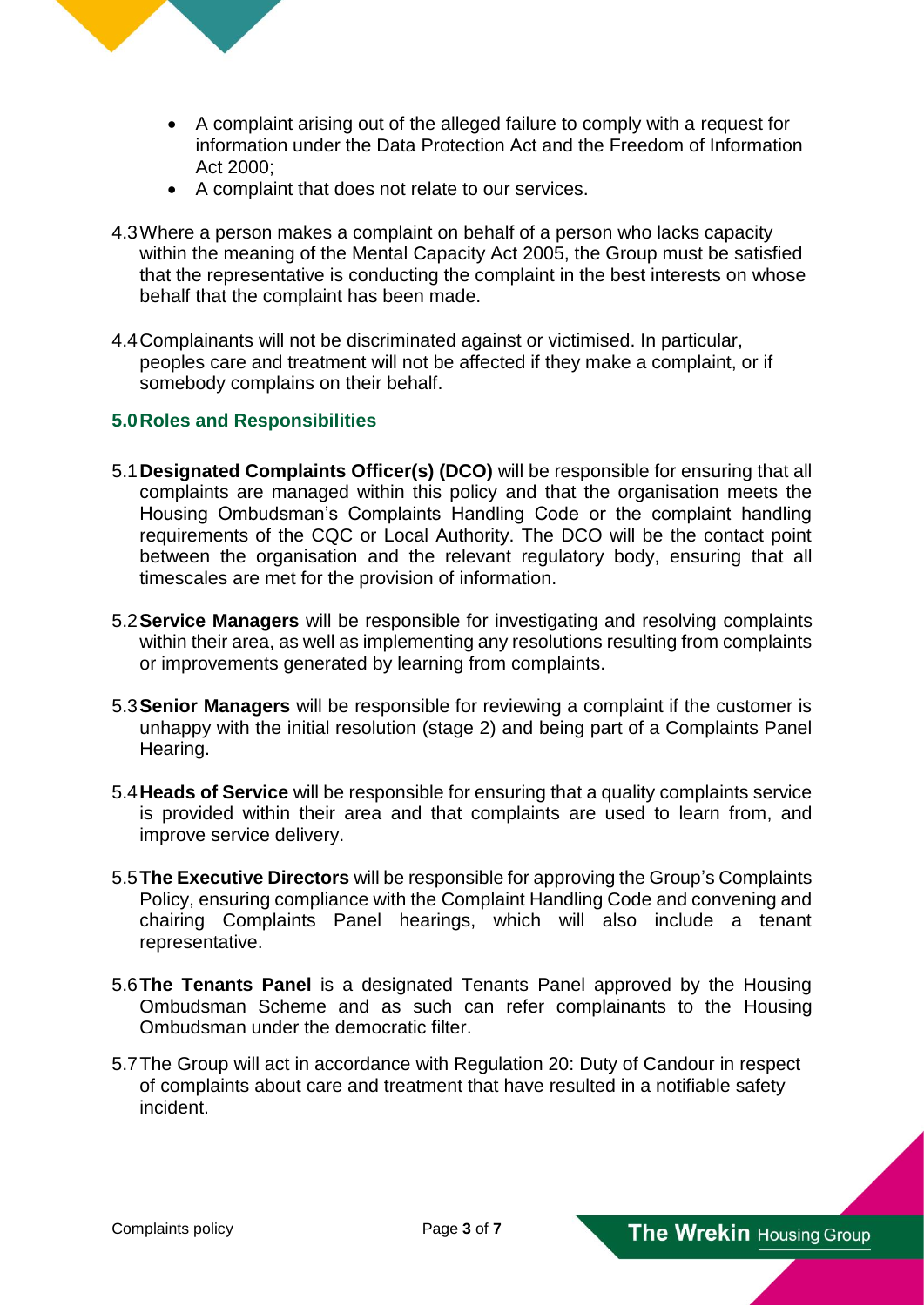- A complaint arising out of the alleged failure to comply with a request for information under the Data Protection Act and the Freedom of Information Act 2000;
- A complaint that does not relate to our services.

4.3 Where a person makes a complaint on behalf of a person who lacks capacity within the meaning of the Mental Capacity Act 2005, the Group must be satisfied that the representative is conducting the complaint in the best interests on whose behalf that the complaint has been made.

4.4 Complainants will not be discriminated against or victimised. In particular, peoples care and treatment will not be affected if they make a complaint, or if somebody complains on their behalf.

## 5.0 Roles and Responsibilities

5.1 **Designated Complaints Officer(s) (DCO)** will be responsible for ensuring that all complaints are managed within this policy and that the organisation meets the Housing Ombudsman's Complaints Handling Code or the complaint handling requirements of the CQC or Local Authority. The DCO will be the contact point between the organisation and the relevant regulatory body, ensuring that all timescales are met for the provision of information.

5.2 **Service Managers** will be responsible for investigating and resolving complaints within their area, as well as implementing any resolutions resulting from complaints or improvements generated by learning from complaints.

5.3 **Senior Managers** will be responsible for reviewing a complaint if the customer is unhappy with the initial resolution (stage 2) and being part of a Complaints Panel Hearing.

5.4 **Heads of Service** will be responsible for ensuring that a quality complaints service is provided within their area and that complaints are used to learn from, and improve service delivery.

5.5 **The Executive Directors** will be responsible for approving the Group's Complaints Policy, ensuring compliance with the Complaint Handling Code and convening and chairing Complaints Panel hearings, which will also include a tenant representative.

5.6 **The Tenants Panel** is a designated Tenants Panel approved by the Housing Ombudsman Scheme and as such can refer complainants to the Housing Ombudsman under the democratic filter.

5.7 The Group will act in accordance with Regulation 20: Duty of Candour in respect of complaints about care and treatment that have resulted in a notifiable safety incident.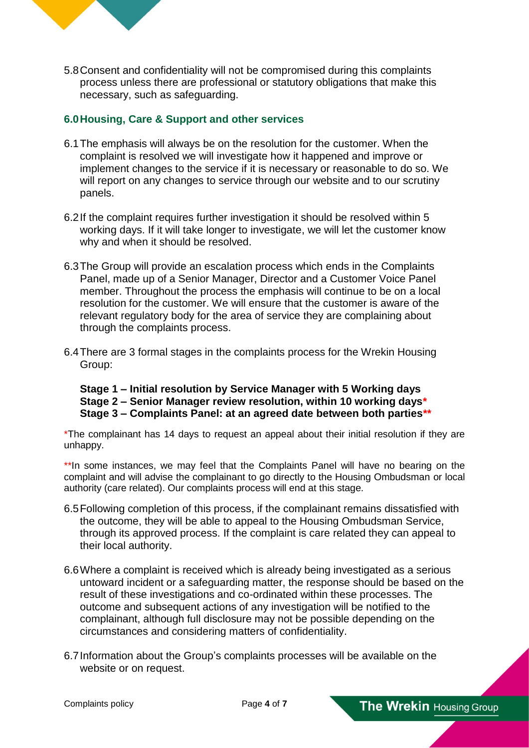5.8 Consent and confidentiality will not be compromised during this complaints process unless there are professional or statutory obligations that make this necessary, such as safeguarding.

## 6.0 Housing, Care & Support and other services

6.1 The emphasis will always be on the resolution for the customer. When the complaint is resolved we will investigate how it happened and improve or implement changes to the service if it is necessary or reasonable to do so. We will report on any changes to service through our website and to our scrutiny panels.

6.2 If the complaint requires further investigation it should be resolved within 5 working days. If it will take longer to investigate, we will let the customer know why and when it should be resolved.

6.3 The Group will provide an escalation process which ends in the Complaints Panel, made up of a Senior Manager, Director and a Customer Voice Panel member. Throughout the process the emphasis will continue to be on a local resolution for the customer. We will ensure that the customer is aware of the relevant regulatory body for the area of service they are complaining about through the complaints process.

6.4 There are 3 formal stages in the complaints process for the Wrekin Housing Group:

**Stage 1 – Initial resolution by Service Manager with 5 Working days**
**Stage 2 – Senior Manager review resolution, within 10 working days***
**Stage 3 – Complaints Panel: at an agreed date between both parties****

*The complainant has 14 days to request an appeal about their initial resolution if they are unhappy.

**In some instances, we may feel that the Complaints Panel will have no bearing on the complaint and will advise the complainant to go directly to the Housing Ombudsman or local authority (care related). Our complaints process will end at this stage.

6.5 Following completion of this process, if the complainant remains dissatisfied with the outcome, they will be able to appeal to the Housing Ombudsman Service, through its approved process. If the complaint is care related they can appeal to their local authority.

6.6 Where a complaint is received which is already being investigated as a serious untoward incident or a safeguarding matter, the response should be based on the result of these investigations and co-ordinated within these processes. The outcome and subsequent actions of any investigation will be notified to the complainant, although full disclosure may not be possible depending on the circumstances and considering matters of confidentiality.

6.7 Information about the Group's complaints processes will be available on the website or on request.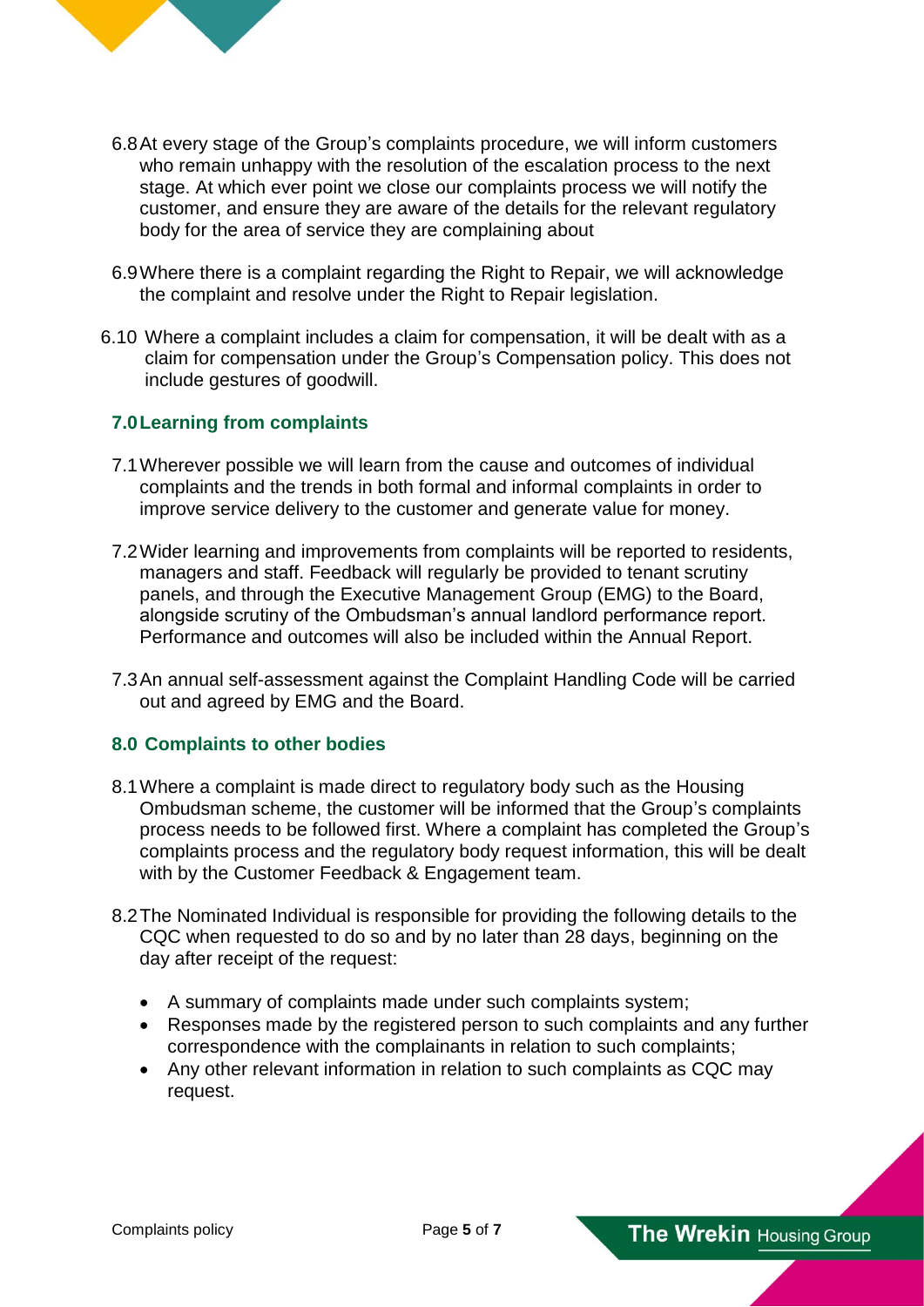6.8 At every stage of the Group's complaints procedure, we will inform customers who remain unhappy with the resolution of the escalation process to the next stage. At which ever point we close our complaints process we will notify the customer, and ensure they are aware of the details for the relevant regulatory body for the area of service they are complaining about

6.9 Where there is a complaint regarding the Right to Repair, we will acknowledge the complaint and resolve under the Right to Repair legislation.

6.10 Where a complaint includes a claim for compensation, it will be dealt with as a claim for compensation under the Group's Compensation policy. This does not include gestures of goodwill.

## 7.0 Learning from complaints

7.1 Wherever possible we will learn from the cause and outcomes of individual complaints and the trends in both formal and informal complaints in order to improve service delivery to the customer and generate value for money.

7.2 Wider learning and improvements from complaints will be reported to residents, managers and staff. Feedback will regularly be provided to tenant scrutiny panels, and through the Executive Management Group (EMG) to the Board, alongside scrutiny of the Ombudsman's annual landlord performance report. Performance and outcomes will also be included within the Annual Report.

7.3 An annual self-assessment against the Complaint Handling Code will be carried out and agreed by EMG and the Board.

## 8.0 Complaints to other bodies

8.1 Where a complaint is made direct to regulatory body such as the Housing Ombudsman scheme, the customer will be informed that the Group's complaints process needs to be followed first. Where a complaint has completed the Group's complaints process and the regulatory body request information, this will be dealt with by the Customer Feedback & Engagement team.

8.2 The Nominated Individual is responsible for providing the following details to the CQC when requested to do so and by no later than 28 days, beginning on the day after receipt of the request:

- A summary of complaints made under such complaints system;
- Responses made by the registered person to such complaints and any further correspondence with the complainants in relation to such complaints;
- Any other relevant information in relation to such complaints as CQC may request.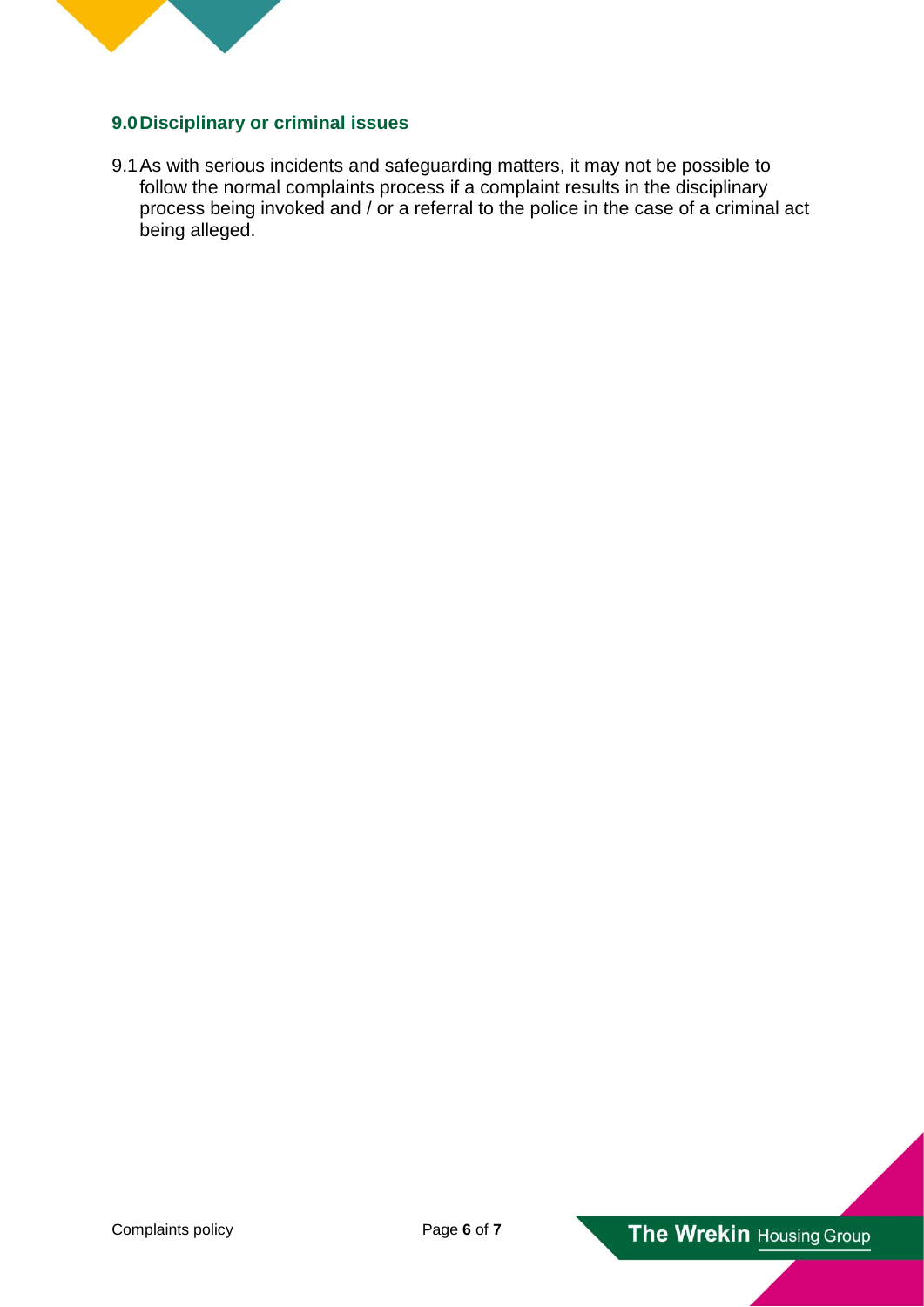## 9.0 Disciplinary or criminal issues

9.1 As with serious incidents and safeguarding matters, it may not be possible to follow the normal complaints process if a complaint results in the disciplinary process being invoked and / or a referral to the police in the case of a criminal act being alleged.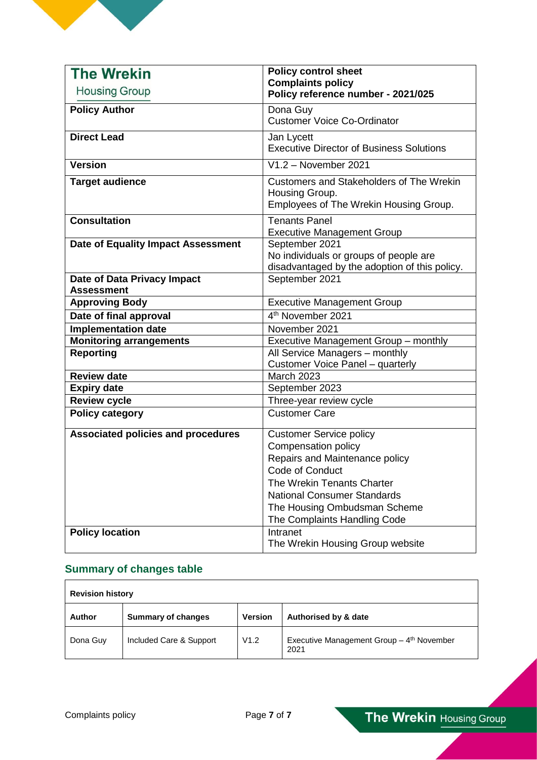| The Wrekin Housing Group | Policy control sheet<br>**Complaints policy**<br>**Policy reference number - 2021/025** |
|---|---|
| **Policy Author** | Dona Guy<br>Customer Voice Co-Ordinator |
| **Direct Lead** | Jan Lycett<br>Executive Director of Business Solutions |
| **Version** | V1.2 – November 2021 |
| **Target audience** | Customers and Stakeholders of The Wrekin Housing Group.<br>Employees of The Wrekin Housing Group. |
| **Consultation** | Tenants Panel<br>Executive Management Group |
| **Date of Equality Impact Assessment** | September 2021<br>No individuals or groups of people are disadvantaged by the adoption of this policy. |
| **Date of Data Privacy Impact Assessment** | September 2021 |
| **Approving Body** | Executive Management Group |
| **Date of final approval** | 4th November 2021 |
| **Implementation date** | November 2021 |
| **Monitoring arrangements** | Executive Management Group – monthly |
| **Reporting** | All Service Managers – monthly<br>Customer Voice Panel – quarterly |
| **Review date** | March 2023 |
| **Expiry date** | September 2023 |
| **Review cycle** | Three-year review cycle |
| **Policy category** | Customer Care |
| **Associated policies and procedures** | Customer Service policy<br>Compensation policy<br>Repairs and Maintenance policy<br>Code of Conduct<br>The Wrekin Tenants Charter<br>National Consumer Standards<br>The Housing Ombudsman Scheme<br>The Complaints Handling Code |
| **Policy location** | Intranet<br>The Wrekin Housing Group website |

## Summary of changes table

| Revision history | | | |
|---|---|---|---|
| **Author** | **Summary of changes** | **Version** | **Authorised by & date** |
| Dona Guy | Included Care & Support | V1.2 | Executive Management Group – 4th November 2021 |